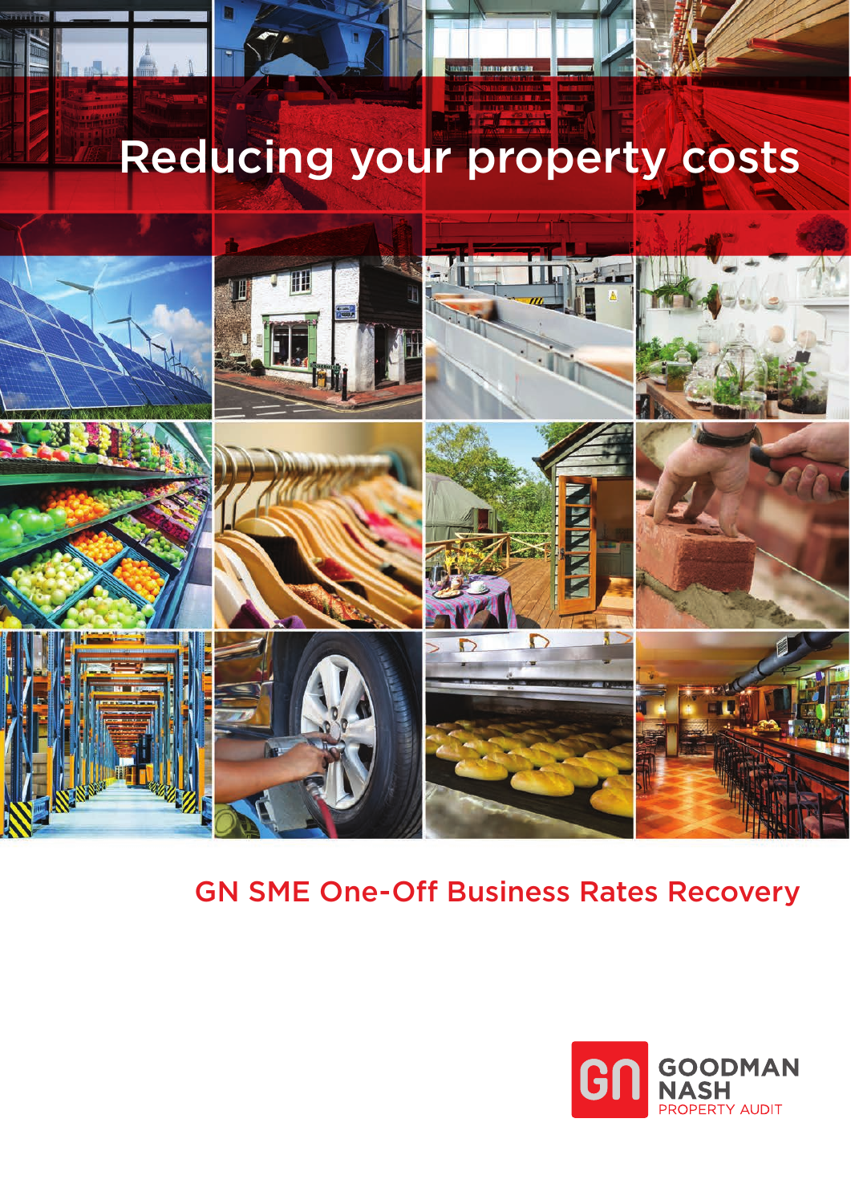# Reducing your property costs

## GN SME One-Off Business Rates Recovery

GOODMAN NASH
PROPERTY AUDIT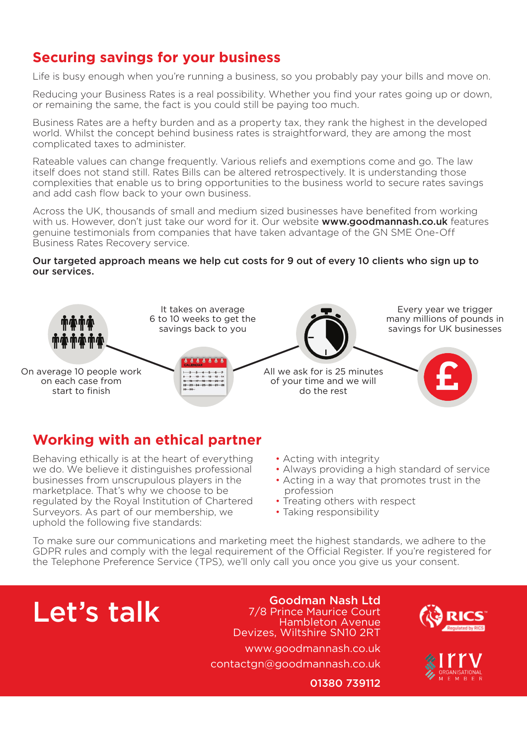## Securing savings for your business

Life is busy enough when you're running a business, so you probably pay your bills and move on.

Reducing your Business Rates is a real possibility. Whether you find your rates going up or down, or remaining the same, the fact is you could still be paying too much.

Business Rates are a hefty burden and as a property tax, they rank the highest in the developed world. Whilst the concept behind business rates is straightforward, they are among the most complicated taxes to administer.

Rateable values can change frequently. Various reliefs and exemptions come and go. The law itself does not stand still. Rates Bills can be altered retrospectively. It is understanding those complexities that enable us to bring opportunities to the business world to secure rates savings and add cash flow back to your own business.

Across the UK, thousands of small and medium sized businesses have benefited from working with us. However, don't just take our word for it. Our website **www.goodmannash.co.uk** features genuine testimonials from companies that have taken advantage of the GN SME One-Off Business Rates Recovery service.

**Our targeted approach means we help cut costs for 9 out of every 10 clients who sign up to our services.**

On average 10 people work on each case from start to finish

It takes on average 6 to 10 weeks to get the savings back to you

All we ask for is 25 minutes of your time and we will do the rest

Every year we trigger many millions of pounds in savings for UK businesses

## Working with an ethical partner

Behaving ethically is at the heart of everything we do. We believe it distinguishes professional businesses from unscrupulous players in the marketplace. That's why we choose to be regulated by the Royal Institution of Chartered Surveyors. As part of our membership, we uphold the following five standards:

- Acting with integrity
- Always providing a high standard of service
- Acting in a way that promotes trust in the profession
- Treating others with respect
- Taking responsibility

To make sure our communications and marketing meet the highest standards, we adhere to the GDPR rules and comply with the legal requirement of the Official Register. If you're registered for the Telephone Preference Service (TPS), we'll only call you once you give us your consent.

# Let's talk

**Goodman Nash Ltd**
7/8 Prince Maurice Court
Hambleton Avenue
Devizes, Wiltshire SN10 2RT

www.goodmannash.co.uk

contactgn@goodmannash.co.uk

**01380 739112**

RICS Regulated by RICS

IRRV Organisational Member